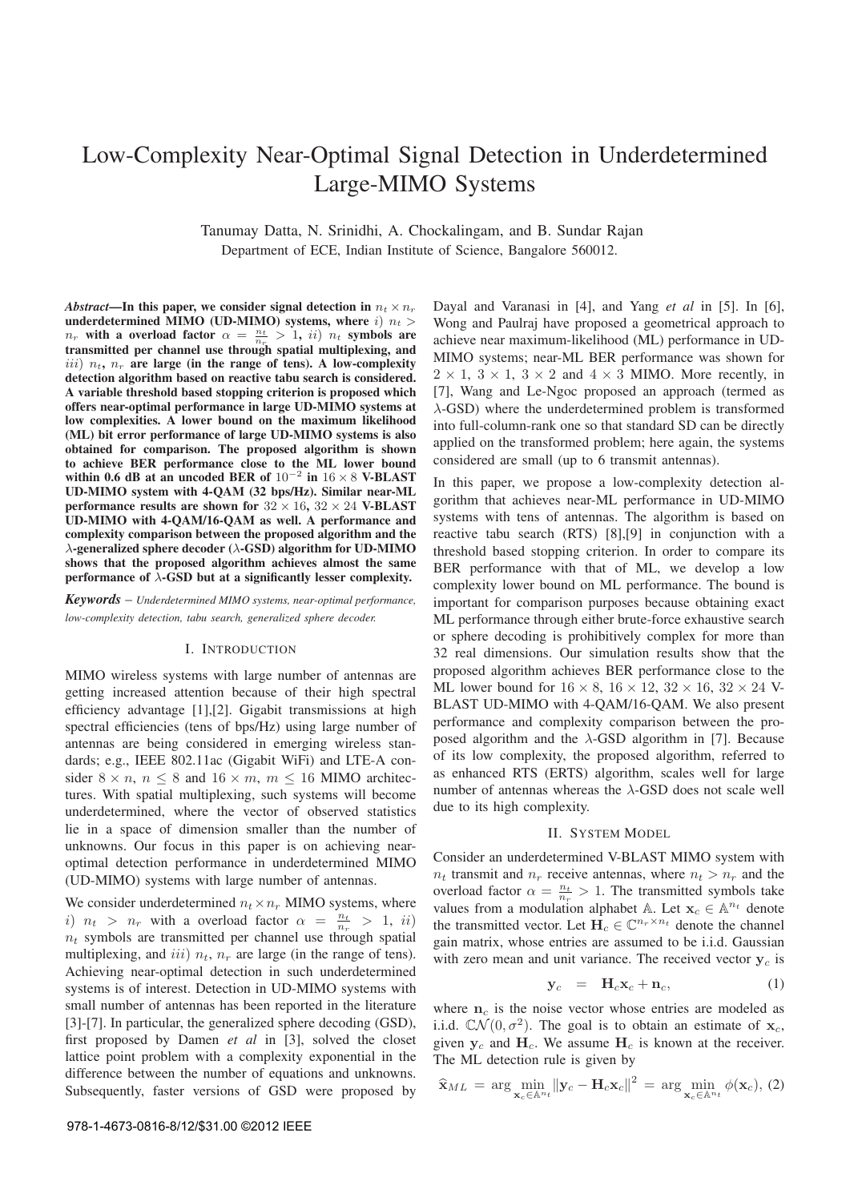# Low-Complexity Near-Optimal Signal Detection in Underdetermined Large-MIMO Systems

Tanumay Datta, N. Srinidhi, A. Chockalingam, and B. Sundar Rajan
Department of ECE, Indian Institute of Science, Bangalore 560012.

***Abstract*—In this paper, we consider signal detection in $n_t \times n_r$ underdetermined MIMO (UD-MIMO) systems, where $i)$ $n_t > n_r$ with a overload factor $\alpha = \frac{n_t}{n_r} > 1$, $ii)$ $n_t$ symbols are transmitted per channel use through spatial multiplexing, and $iii)$ $n_t$, $n_r$ are large (in the range of tens). A low-complexity detection algorithm based on reactive tabu search is considered. A variable threshold based stopping criterion is proposed which offers near-optimal performance in large UD-MIMO systems at low complexities. A lower bound on the maximum likelihood (ML) bit error performance of large UD-MIMO systems is also obtained for comparison. The proposed algorithm is shown to achieve BER performance close to the ML lower bound within 0.6 dB at an uncoded BER of $10^{-2}$ in $16 \times 8$ V-BLAST UD-MIMO system with 4-QAM (32 bps/Hz). Similar near-ML performance results are shown for $32 \times 16$, $32 \times 24$ V-BLAST UD-MIMO with 4-QAM/16-QAM as well. A performance and complexity comparison between the proposed algorithm and the $\lambda$-generalized sphere decoder ($\lambda$-GSD) algorithm for UD-MIMO shows that the proposed algorithm achieves almost the same performance of $\lambda$-GSD but at a significantly lesser complexity.**

***Keywords*** – *Underdetermined MIMO systems, near-optimal performance, low-complexity detection, tabu search, generalized sphere decoder.*

## I. Introduction

MIMO wireless systems with large number of antennas are getting increased attention because of their high spectral efficiency advantage [1],[2]. Gigabit transmissions at high spectral efficiencies (tens of bps/Hz) using large number of antennas are being considered in emerging wireless standards; e.g., IEEE 802.11ac (Gigabit WiFi) and LTE-A consider $8 \times n$, $n \leq 8$ and $16 \times m$, $m \leq 16$ MIMO architectures. With spatial multiplexing, such systems will become underdetermined, where the vector of observed statistics lie in a space of dimension smaller than the number of unknowns. Our focus in this paper is on achieving near-optimal detection performance in underdetermined MIMO (UD-MIMO) systems with large number of antennas.

We consider underdetermined $n_t \times n_r$ MIMO systems, where $i)$ $n_t > n_r$ with a overload factor $\alpha = \frac{n_t}{n_r} > 1$, $ii)$ $n_t$ symbols are transmitted per channel use through spatial multiplexing, and $iii)$ $n_t$, $n_r$ are large (in the range of tens). Achieving near-optimal detection in such underdetermined systems is of interest. Detection in UD-MIMO systems with small number of antennas has been reported in the literature [3]-[7]. In particular, the generalized sphere decoding (GSD), first proposed by Damen *et al* in [3], solved the closet lattice point problem with a complexity exponential in the difference between the number of equations and unknowns. Subsequently, faster versions of GSD were proposed by Dayal and Varanasi in [4], and Yang *et al* in [5]. In [6], Wong and Paulraj have proposed a geometrical approach to achieve near maximum-likelihood (ML) performance in UD-MIMO systems; near-ML BER performance was shown for $2 \times 1$, $3 \times 1$, $3 \times 2$ and $4 \times 3$ MIMO. More recently, in [7], Wang and Le-Ngoc proposed an approach (termed as $\lambda$-GSD) where the underdetermined problem is transformed into full-column-rank one so that standard SD can be directly applied on the transformed problem; here again, the systems considered are small (up to 6 transmit antennas).

In this paper, we propose a low-complexity detection algorithm that achieves near-ML performance in UD-MIMO systems with tens of antennas. The algorithm is based on reactive tabu search (RTS) [8],[9] in conjunction with a threshold based stopping criterion. In order to compare its BER performance with that of ML, we develop a low complexity lower bound on ML performance. The bound is important for comparison purposes because obtaining exact ML performance through either brute-force exhaustive search or sphere decoding is prohibitively complex for more than 32 real dimensions. Our simulation results show that the proposed algorithm achieves BER performance close to the ML lower bound for $16 \times 8$, $16 \times 12$, $32 \times 16$, $32 \times 24$ V-BLAST UD-MIMO with 4-QAM/16-QAM. We also present performance and complexity comparison between the proposed algorithm and the $\lambda$-GSD algorithm in [7]. Because of its low complexity, the proposed algorithm, referred to as enhanced RTS (ERTS) algorithm, scales well for large number of antennas whereas the $\lambda$-GSD does not scale well due to its high complexity.

## II. System Model

Consider an underdetermined V-BLAST MIMO system with $n_t$ transmit and $n_r$ receive antennas, where $n_t > n_r$ and the overload factor $\alpha = \frac{n_t}{n_r} > 1$. The transmitted symbols take values from a modulation alphabet $\mathbb{A}$. Let $\mathbf{x}_c \in \mathbb{A}^{n_t}$ denote the transmitted vector. Let $\mathbf{H}_c \in \mathbb{C}^{n_r \times n_t}$ denote the channel gain matrix, whose entries are assumed to be i.i.d. Gaussian with zero mean and unit variance. The received vector $\mathbf{y}_c$ is

$$\mathbf{y}_c = \mathbf{H}_c \mathbf{x}_c + \mathbf{n}_c, \tag{1}$$

where $\mathbf{n}_c$ is the noise vector whose entries are modeled as i.i.d. $\mathbb{C}\mathcal{N}(0, \sigma^2)$. The goal is to obtain an estimate of $\mathbf{x}_c$, given $\mathbf{y}_c$ and $\mathbf{H}_c$. We assume $\mathbf{H}_c$ is known at the receiver. The ML detection rule is given by

$$\widehat{\mathbf{x}}_{ML} = \arg \min_{\mathbf{x}_c \in \mathbb{A}^{n_t}} \|\mathbf{y}_c - \mathbf{H}_c \mathbf{x}_c\|^2 = \arg \min_{\mathbf{x}_c \in \mathbb{A}^{n_t}} \phi(\mathbf{x}_c), \tag{2}$$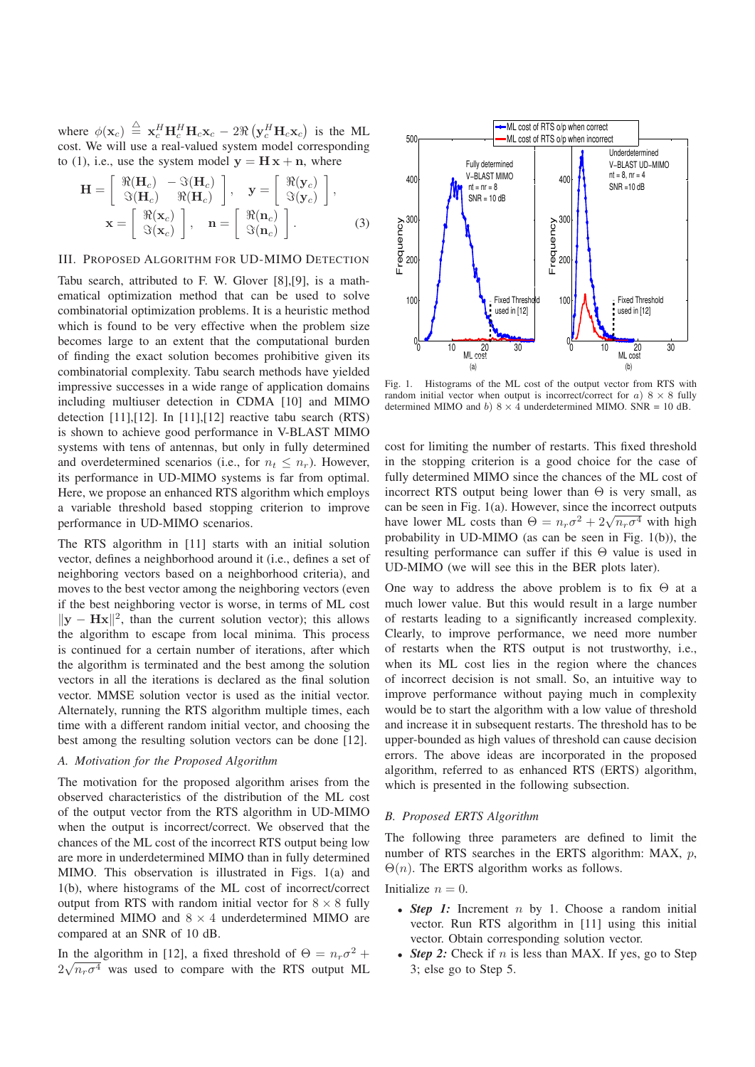where $\phi(\mathbf{x}_c) \stackrel{\triangle}{=} \mathbf{x}_c^H \mathbf{H}_c^H \mathbf{H}_c \mathbf{x}_c - 2\Re\left(\mathbf{y}_c^H \mathbf{H}_c \mathbf{x}_c\right)$ is the ML cost. We will use a real-valued system model corresponding to (1), i.e., use the system model $\mathbf{y} = \mathbf{H}\,\mathbf{x} + \mathbf{n}$, where

$$
\mathbf{H} = \left[\begin{array}{cc} \Re(\mathbf{H}_c) & -\Im(\mathbf{H}_c) \\ \Im(\mathbf{H}_c) & \Re(\mathbf{H}_c) \end{array}\right], \quad \mathbf{y} = \left[\begin{array}{c} \Re(\mathbf{y}_c) \\ \Im(\mathbf{y}_c) \end{array}\right],
$$

$$
\mathbf{x} = \left[\begin{array}{c} \Re(\mathbf{x}_c) \\ \Im(\mathbf{x}_c) \end{array}\right], \quad \mathbf{n} = \left[\begin{array}{c} \Re(\mathbf{n}_c) \\ \Im(\mathbf{n}_c) \end{array}\right]. \qquad (3)
$$

## III. Proposed Algorithm for UD-MIMO Detection

Tabu search, attributed to F. W. Glover [8],[9], is a mathematical optimization method that can be used to solve combinatorial optimization problems. It is a heuristic method which is found to be very effective when the problem size becomes large to an extent that the computational burden of finding the exact solution becomes prohibitive given its combinatorial complexity. Tabu search methods have yielded impressive successes in a wide range of application domains including multiuser detection in CDMA [10] and MIMO detection [11],[12]. In [11],[12] reactive tabu search (RTS) is shown to achieve good performance in V-BLAST MIMO systems with tens of antennas, but only in fully determined and overdetermined scenarios (i.e., for $n_t \leq n_r$). However, its performance in UD-MIMO systems is far from optimal. Here, we propose an enhanced RTS algorithm which employs a variable threshold based stopping criterion to improve performance in UD-MIMO scenarios.

The RTS algorithm in [11] starts with an initial solution vector, defines a neighborhood around it (i.e., defines a set of neighboring vectors based on a neighborhood criteria), and moves to the best vector among the neighboring vectors (even if the best neighboring vector is worse, in terms of ML cost $\|\mathbf{y} - \mathbf{H}\mathbf{x}\|^2$, than the current solution vector); this allows the algorithm to escape from local minima. This process is continued for a certain number of iterations, after which the algorithm is terminated and the best among the solution vectors in all the iterations is declared as the final solution vector. MMSE solution vector is used as the initial vector. Alternately, running the RTS algorithm multiple times, each time with a different random initial vector, and choosing the best among the resulting solution vectors can be done [12].

### A. Motivation for the Proposed Algorithm

The motivation for the proposed algorithm arises from the observed characteristics of the distribution of the ML cost of the output vector from the RTS algorithm in UD-MIMO when the output is incorrect/correct. We observed that the chances of the ML cost of the incorrect RTS output being low are more in underdetermined MIMO than in fully determined MIMO. This observation is illustrated in Figs. 1(a) and 1(b), where histograms of the ML cost of incorrect/correct output from RTS with random initial vector for $8 \times 8$ fully determined MIMO and $8 \times 4$ underdetermined MIMO are compared at an SNR of 10 dB.

In the algorithm in [12], a fixed threshold of $\Theta = n_r\sigma^2 + 2\sqrt{n_r\sigma^4}$ was used to compare with the RTS output ML cost for limiting the number of restarts. This fixed threshold in the stopping criterion is a good choice for the case of fully determined MIMO since the chances of the ML cost of incorrect RTS output being lower than $\Theta$ is very small, as can be seen in Fig. 1(a). However, since the incorrect outputs have lower ML costs than $\Theta = n_r\sigma^2 + 2\sqrt{n_r\sigma^4}$ with high probability in UD-MIMO (as can be seen in Fig. 1(b)), the resulting performance can suffer if this $\Theta$ value is used in UD-MIMO (we will see this in the BER plots later).

Fig. 1. Histograms of the ML cost of the output vector from RTS with random initial vector when output is incorrect/correct for *a*) $8 \times 8$ fully determined MIMO and *b*) $8 \times 4$ underdetermined MIMO. SNR = 10 dB.

One way to address the above problem is to fix $\Theta$ at a much lower value. But this would result in a large number of restarts leading to a significantly increased complexity. Clearly, to improve performance, we need more number of restarts when the RTS output is not trustworthy, i.e., when its ML cost lies in the region where the chances of incorrect decision is not small. So, an intuitive way to improve performance without paying much in complexity would be to start the algorithm with a low value of threshold and increase it in subsequent restarts. The threshold has to be upper-bounded as high values of threshold can cause decision errors. The above ideas are incorporated in the proposed algorithm, referred to as enhanced RTS (ERTS) algorithm, which is presented in the following subsection.

### B. Proposed ERTS Algorithm

The following three parameters are defined to limit the number of RTS searches in the ERTS algorithm: MAX, $p$, $\Theta(n)$. The ERTS algorithm works as follows.

Initialize $n = 0$.

- ***Step 1:*** Increment $n$ by 1. Choose a random initial vector. Run RTS algorithm in [11] using this initial vector. Obtain corresponding solution vector.
- ***Step 2:*** Check if $n$ is less than MAX. If yes, go to Step 3; else go to Step 5.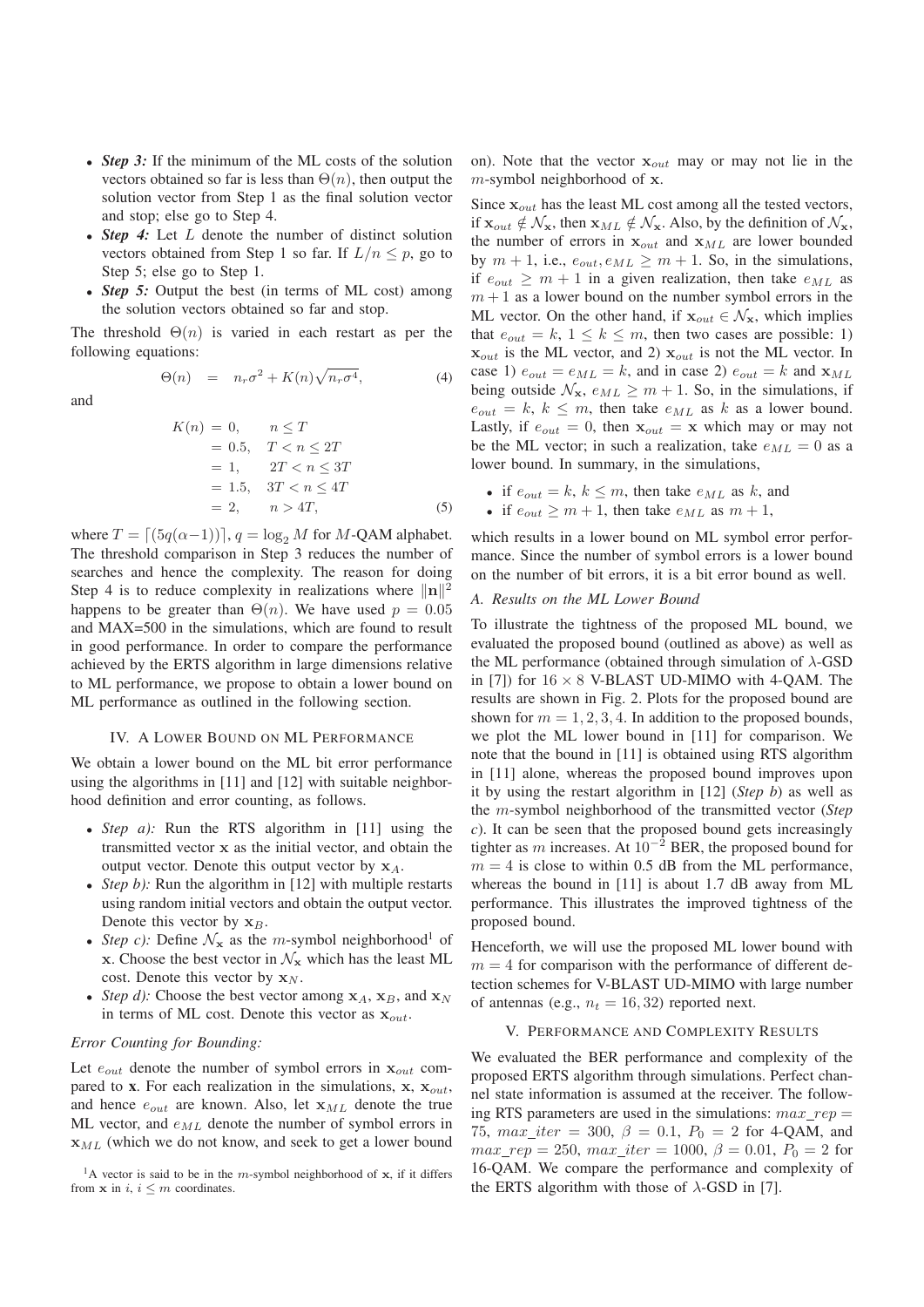- ***Step 3:*** If the minimum of the ML costs of the solution vectors obtained so far is less than $\Theta(n)$, then output the solution vector from Step 1 as the final solution vector and stop; else go to Step 4.
- ***Step 4:*** Let $L$ denote the number of distinct solution vectors obtained from Step 1 so far. If $L/n \leq p$, go to Step 5; else go to Step 1.
- ***Step 5:*** Output the best (in terms of ML cost) among the solution vectors obtained so far and stop.

The threshold $\Theta(n)$ is varied in each restart as per the following equations:

$$\Theta(n) = n_r\sigma^2 + K(n)\sqrt{n_r\sigma^4}, \tag{4}$$

and

$$\begin{aligned} K(n) &= 0, \quad n \leq T \\ &= 0.5, \quad T < n \leq 2T \\ &= 1, \quad 2T < n \leq 3T \\ &= 1.5, \quad 3T < n \leq 4T \\ &= 2, \quad n > 4T, \end{aligned} \tag{5}$$

where $T = \lceil (5q(\alpha-1)) \rceil$, $q = \log_2 M$ for $M$-QAM alphabet. The threshold comparison in Step 3 reduces the number of searches and hence the complexity. The reason for doing Step 4 is to reduce complexity in realizations where $\|\mathbf{n}\|^2$ happens to be greater than $\Theta(n)$. We have used $p = 0.05$ and MAX=500 in the simulations, which are found to result in good performance. In order to compare the performance achieved by the ERTS algorithm in large dimensions relative to ML performance, we propose to obtain a lower bound on ML performance as outlined in the following section.

## IV. A Lower Bound on ML Performance

We obtain a lower bound on the ML bit error performance using the algorithms in [11] and [12] with suitable neighborhood definition and error counting, as follows.

- *Step a):* Run the RTS algorithm in [11] using the transmitted vector $\mathbf{x}$ as the initial vector, and obtain the output vector. Denote this output vector by $\mathbf{x}_A$.
- *Step b):* Run the algorithm in [12] with multiple restarts using random initial vectors and obtain the output vector. Denote this vector by $\mathbf{x}_B$.
- *Step c):* Define $\mathcal{N}_{\mathbf{x}}$ as the $m$-symbol neighborhood[1] of $\mathbf{x}$. Choose the best vector in $\mathcal{N}_{\mathbf{x}}$ which has the least ML cost. Denote this vector by $\mathbf{x}_N$.
- *Step d):* Choose the best vector among $\mathbf{x}_A$, $\mathbf{x}_B$, and $\mathbf{x}_N$ in terms of ML cost. Denote this vector as $\mathbf{x}_{out}$.

*Error Counting for Bounding:*

Let $e_{out}$ denote the number of symbol errors in $\mathbf{x}_{out}$ compared to $\mathbf{x}$. For each realization in the simulations, $\mathbf{x}$, $\mathbf{x}_{out}$, and hence $e_{out}$ are known. Also, let $\mathbf{x}_{ML}$ denote the true ML vector, and $e_{ML}$ denote the number of symbol errors in $\mathbf{x}_{ML}$ (which we do not know, and seek to get a lower bound on). Note that the vector $\mathbf{x}_{out}$ may or may not lie in the $m$-symbol neighborhood of $\mathbf{x}$.

Since $\mathbf{x}_{out}$ has the least ML cost among all the tested vectors, if $\mathbf{x}_{out} \notin \mathcal{N}_{\mathbf{x}}$, then $\mathbf{x}_{ML} \notin \mathcal{N}_{\mathbf{x}}$. Also, by the definition of $\mathcal{N}_{\mathbf{x}}$, the number of errors in $\mathbf{x}_{out}$ and $\mathbf{x}_{ML}$ are lower bounded by $m+1$, i.e., $e_{out}, e_{ML} \geq m+1$. So, in the simulations, if $e_{out} \geq m+1$ in a given realization, then take $e_{ML}$ as $m+1$ as a lower bound on the number symbol errors in the ML vector. On the other hand, if $\mathbf{x}_{out} \in \mathcal{N}_{\mathbf{x}}$, which implies that $e_{out} = k$, $1 \leq k \leq m$, then two cases are possible: 1) $\mathbf{x}_{out}$ is the ML vector, and 2) $\mathbf{x}_{out}$ is not the ML vector. In case 1) $e_{out} = e_{ML} = k$, and in case 2) $e_{out} = k$ and $\mathbf{x}_{ML}$ being outside $\mathcal{N}_{\mathbf{x}}$, $e_{ML} \geq m+1$. So, in the simulations, if $e_{out} = k$, $k \leq m$, then take $e_{ML}$ as $k$ as a lower bound. Lastly, if $e_{out} = 0$, then $\mathbf{x}_{out} = \mathbf{x}$ which may or may not be the ML vector; in such a realization, take $e_{ML} = 0$ as a lower bound. In summary, in the simulations,

- if $e_{out} = k$, $k \leq m$, then take $e_{ML}$ as $k$, and
- if $e_{out} \geq m+1$, then take $e_{ML}$ as $m+1$,

which results in a lower bound on ML symbol error performance. Since the number of symbol errors is a lower bound on the number of bit errors, it is a bit error bound as well.

### A. Results on the ML Lower Bound

To illustrate the tightness of the proposed ML bound, we evaluated the proposed bound (outlined as above) as well as the ML performance (obtained through simulation of $\lambda$-GSD in [7]) for $16 \times 8$ V-BLAST UD-MIMO with 4-QAM. The results are shown in Fig. 2. Plots for the proposed bound are shown for $m = 1, 2, 3, 4$. In addition to the proposed bounds, we plot the ML lower bound in [11] for comparison. We note that the bound in [11] is obtained using RTS algorithm in [11] alone, whereas the proposed bound improves upon it by using the restart algorithm in [12] (*Step b*) as well as the $m$-symbol neighborhood of the transmitted vector (*Step c*). It can be seen that the proposed bound gets increasingly tighter as $m$ increases. At $10^{-2}$ BER, the proposed bound for $m = 4$ is close to within 0.5 dB from the ML performance, whereas the bound in [11] is about 1.7 dB away from ML performance. This illustrates the improved tightness of the proposed bound.

Henceforth, we will use the proposed ML lower bound with $m = 4$ for comparison with the performance of different detection schemes for V-BLAST UD-MIMO with large number of antennas (e.g., $n_t = 16, 32$) reported next.

## V. Performance and Complexity Results

We evaluated the BER performance and complexity of the proposed ERTS algorithm through simulations. Perfect channel state information is assumed at the receiver. The following RTS parameters are used in the simulations: $max\_rep = 75$, $max\_iter = 300$, $\beta = 0.1$, $P_0 = 2$ for 4-QAM, and $max\_rep = 250$, $max\_iter = 1000$, $\beta = 0.01$, $P_0 = 2$ for 16-QAM. We compare the performance and complexity of the ERTS algorithm with those of $\lambda$-GSD in [7].

[1] A vector is said to be in the $m$-symbol neighborhood of $\mathbf{x}$, if it differs from $\mathbf{x}$ in $i$, $i \leq m$ coordinates.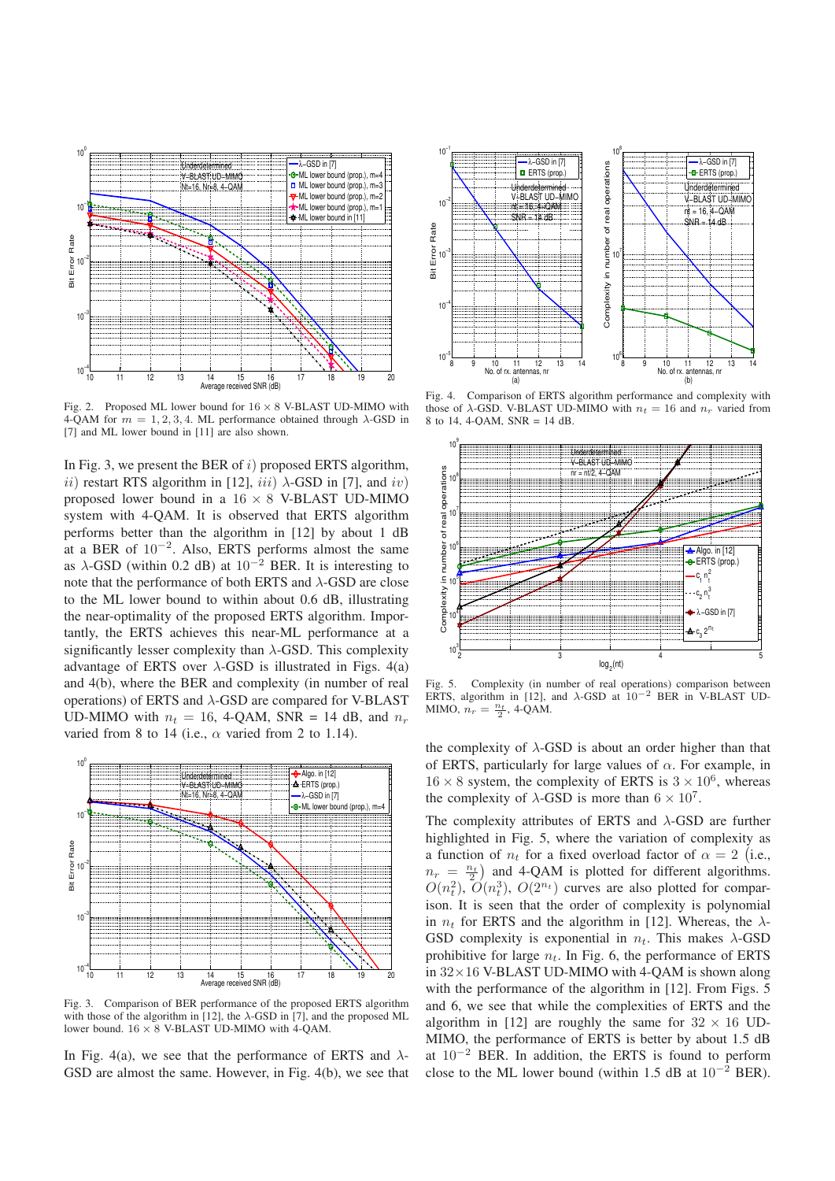Fig. 2. Proposed ML lower bound for $16 \times 8$ V-BLAST UD-MIMO with 4-QAM for $m = 1, 2, 3, 4$. ML performance obtained through $\lambda$-GSD in [7] and ML lower bound in [11] are also shown.

In Fig. 3, we present the BER of $i)$ proposed ERTS algorithm, $ii)$ restart RTS algorithm in [12], $iii)$ $\lambda$-GSD in [7], and $iv)$ proposed lower bound in a $16 \times 8$ V-BLAST UD-MIMO system with 4-QAM. It is observed that ERTS algorithm performs better than the algorithm in [12] by about 1 dB at a BER of $10^{-2}$. Also, ERTS performs almost the same as $\lambda$-GSD (within 0.2 dB) at $10^{-2}$ BER. It is interesting to note that the performance of both ERTS and $\lambda$-GSD are close to the ML lower bound to within about 0.6 dB, illustrating the near-optimality of the proposed ERTS algorithm. Importantly, the ERTS achieves this near-ML performance at a significantly lesser complexity than $\lambda$-GSD. This complexity advantage of ERTS over $\lambda$-GSD is illustrated in Figs. 4(a) and 4(b), where the BER and complexity (in number of real operations) of ERTS and $\lambda$-GSD are compared for V-BLAST UD-MIMO with $n_t = 16$, 4-QAM, SNR = 14 dB, and $n_r$ varied from 8 to 14 (i.e., $\alpha$ varied from 2 to 1.14).

Fig. 3. Comparison of BER performance of the proposed ERTS algorithm with those of the algorithm in [12], the $\lambda$-GSD in [7], and the proposed ML lower bound. $16 \times 8$ V-BLAST UD-MIMO with 4-QAM.

In Fig. 4(a), we see that the performance of ERTS and $\lambda$-GSD are almost the same. However, in Fig. 4(b), we see that the complexity of $\lambda$-GSD is about an order higher than that of ERTS, particularly for large values of $\alpha$. For example, in $16 \times 8$ system, the complexity of ERTS is $3 \times 10^6$, whereas the complexity of $\lambda$-GSD is more than $6 \times 10^7$.

Fig. 4. Comparison of ERTS algorithm performance and complexity with those of $\lambda$-GSD. V-BLAST UD-MIMO with $n_t = 16$ and $n_r$ varied from 8 to 14. 4-QAM, SNR = 14 dB.

Fig. 5. Complexity (in number of real operations) comparison between ERTS, algorithm in [12], and $\lambda$-GSD at $10^{-2}$ BER in V-BLAST UD-MIMO, $n_r = \frac{n_t}{2}$, 4-QAM.

The complexity attributes of ERTS and $\lambda$-GSD are further highlighted in Fig. 5, where the variation of complexity as a function of $n_t$ for a fixed overload factor of $\alpha = 2$ (i.e., $n_r = \frac{n_t}{2}$) and 4-QAM is plotted for different algorithms. $O(n_t^2)$, $O(n_t^3)$, $O(2^{n_t})$ curves are also plotted for comparison. It is seen that the order of complexity is polynomial in $n_t$ for ERTS and the algorithm in [12]. Whereas, the $\lambda$-GSD complexity is exponential in $n_t$. This makes $\lambda$-GSD prohibitive for large $n_t$. In Fig. 6, the performance of ERTS in $32 \times 16$ V-BLAST UD-MIMO with 4-QAM is shown along with the performance of the algorithm in [12]. From Figs. 5 and 6, we see that while the complexities of ERTS and the algorithm in [12] are roughly the same for $32 \times 16$ UD-MIMO, the performance of ERTS is better by about 1.5 dB at $10^{-2}$ BER. In addition, the ERTS is found to perform close to the ML lower bound (within 1.5 dB at $10^{-2}$ BER).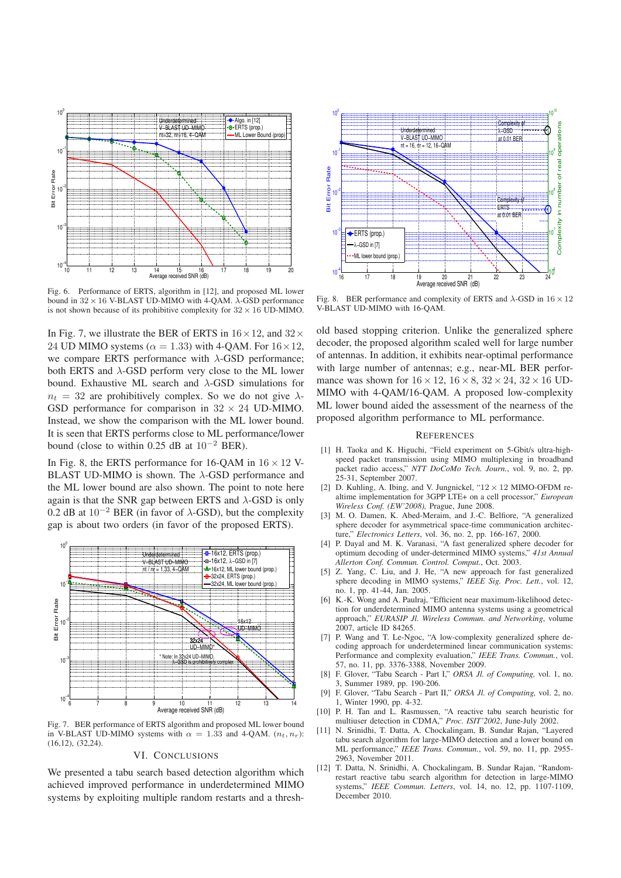Underdetermined
V-BLAST UD-MIMO
nt=32, nr=16, 4-QAM

Algo. in [12]
ERTS (prop.)
ML Lower Bound (prop)

Bit Error Rate

Average received SNR (dB)

Fig. 6. Performance of ERTS, algorithm in [12], and proposed ML lower bound in $32 \times 16$ V-BLAST UD-MIMO with 4-QAM. $\lambda$-GSD performance is not shown because of its prohibitive complexity for $32 \times 16$ UD-MIMO.

In Fig. 7, we illustrate the BER of ERTS in $16 \times 12$, and $32 \times 24$ UD MIMO systems ($\alpha = 1.33$) with 4-QAM. For $16 \times 12$, we compare ERTS performance with $\lambda$-GSD performance; both ERTS and $\lambda$-GSD perform very close to the ML lower bound. Exhaustive ML search and $\lambda$-GSD simulations for $n_t = 32$ are prohibitively complex. So we do not give $\lambda$-GSD performance for comparison in $32 \times 24$ UD-MIMO. Instead, we show the comparison with the ML lower bound. It is seen that ERTS performs close to ML performance/lower bound (close to within 0.25 dB at $10^{-2}$ BER).

In Fig. 8, the ERTS performance for 16-QAM in $16 \times 12$ V-BLAST UD-MIMO is shown. The $\lambda$-GSD performance and the ML lower bound are also shown. The point to note here again is that the SNR gap between ERTS and $\lambda$-GSD is only 0.2 dB at $10^{-2}$ BER (in favor of $\lambda$-GSD), but the complexity gap is about two orders (in favor of the proposed ERTS).

Underdetermined
V-BLAST UD-MIMO
nt / nr = 1.33, 4-QAM

16x12, ERTS (prop.)
16x12, λ-GSD in [7]
16x12, ML lower bound (prop.)
32x24, ERTS (prop.)
32x24, ML lower bound (prop.)

16x12
UD-MIMO

32x24
UD-MIMO

* Note: In 32x24 UD-MIMO,
λ-GSD is prohibitively complex

Bit Error Rate

Average received SNR (dB)

Fig. 7. BER performance of ERTS algorithm and proposed ML lower bound in V-BLAST UD-MIMO systems with $\alpha = 1.33$ and 4-QAM. $(n_t, n_r)$: (16,12), (32,24).

Underdetermined
V-BLAST UD-MIMO
nt = 16, nr = 12, 16-QAM

Complexity of
λ-GSD
at 0.01 BER

Complexity of
ERTS
at 0.01 BER

ERTS (prop.)
λ-GSD in [7]
ML lower bound (prop.)

Bit Error Rate

Complexity in number of real operations

Average received SNR (dB)

Fig. 8. BER performance and complexity of ERTS and $\lambda$-GSD in $16 \times 12$ V-BLAST UD-MIMO with 16-QAM.

## VI. Conclusions

We presented a tabu search based detection algorithm which achieved improved performance in underdetermined MIMO systems by exploiting multiple random restarts and a threshold based stopping criterion. Unlike the generalized sphere decoder, the proposed algorithm scaled well for large number of antennas. In addition, it exhibits near-optimal performance with large number of antennas; e.g., near-ML BER performance was shown for $16 \times 12$, $16 \times 8$, $32 \times 24$, $32 \times 16$ UD-MIMO with 4-QAM/16-QAM. A proposed low-complexity ML lower bound aided the assessment of the nearness of the proposed algorithm performance to ML performance.

## References

[1] H. Taoka and K. Higuchi, "Field experiment on 5-Gbit/s ultra-high-speed packet transmission using MIMO multiplexing in broadband packet radio access," *NTT DoCoMo Tech. Journ.*, vol. 9, no. 2, pp. 25-31, September 2007.

[2] D. Kuhling, A. Ibing, and V. Jungnickel, "12 × 12 MIMO-OFDM realtime implementation for 3GPP LTE+ on a cell processor," *European Wireless Conf. (EW'2008),* Prague, June 2008.

[3] M. O. Damen, K. Abed-Meraim, and J.-C. Belfiore, "A generalized sphere decoder for asymmetrical space-time communication architecture," *Electronics Letters*, vol. 36, no. 2, pp. 166-167, 2000.

[4] P. Dayal and M. K. Varanasi, "A fast generalized sphere decoder for optimum decoding of under-determined MIMO systems," *41st Annual Allerton Conf. Commun. Control. Comput.*, Oct. 2003.

[5] Z. Yang, C. Liu, and J. He, "A new approach for fast generalized sphere decoding in MIMO systems," *IEEE Sig. Proc. Lett.*, vol. 12, no. 1, pp. 41-44, Jan. 2005.

[6] K.-K. Wong and A. Paulraj, "Efficient near maximum-likelihood detection for underdetermined MIMO antenna systems using a geometrical approach," *EURASIP Jl. Wireless Commun. and Networking*, volume 2007, article ID 84265.

[7] P. Wang and T. Le-Ngoc, "A low-complexity generalized sphere decoding approach for underdetermined linear communication systems: Performance and complexity evaluation," *IEEE Trans. Commun.*, vol. 57, no. 11, pp. 3376-3388, November 2009.

[8] F. Glover, "Tabu Search - Part I," *ORSA Jl. of Computing,* vol. 1, no. 3, Summer 1989, pp. 190-206.

[9] F. Glover, "Tabu Search - Part II," *ORSA Jl. of Computing,* vol. 2, no. 1, Winter 1990, pp. 4-32.

[10] P. H. Tan and L. Rasmussen, "A reactive tabu search heuristic for multiuser detection in CDMA," *Proc. ISIT'2002*, June-July 2002.

[11] N. Srinidhi, T. Datta, A. Chockalingam, B. Sundar Rajan, "Layered tabu search algorithm for large-MIMO detection and a lower bound on ML performance," *IEEE Trans. Commun.*, vol. 59, no. 11, pp. 2955-2963, November 2011.

[12] T. Datta, N. Srinidhi, A. Chockalingam, B. Sundar Rajan, "Random-restart reactive tabu search algorithm for detection in large-MIMO systems," *IEEE Commun. Letters*, vol. 14, no. 12, pp. 1107-1109, December 2010.